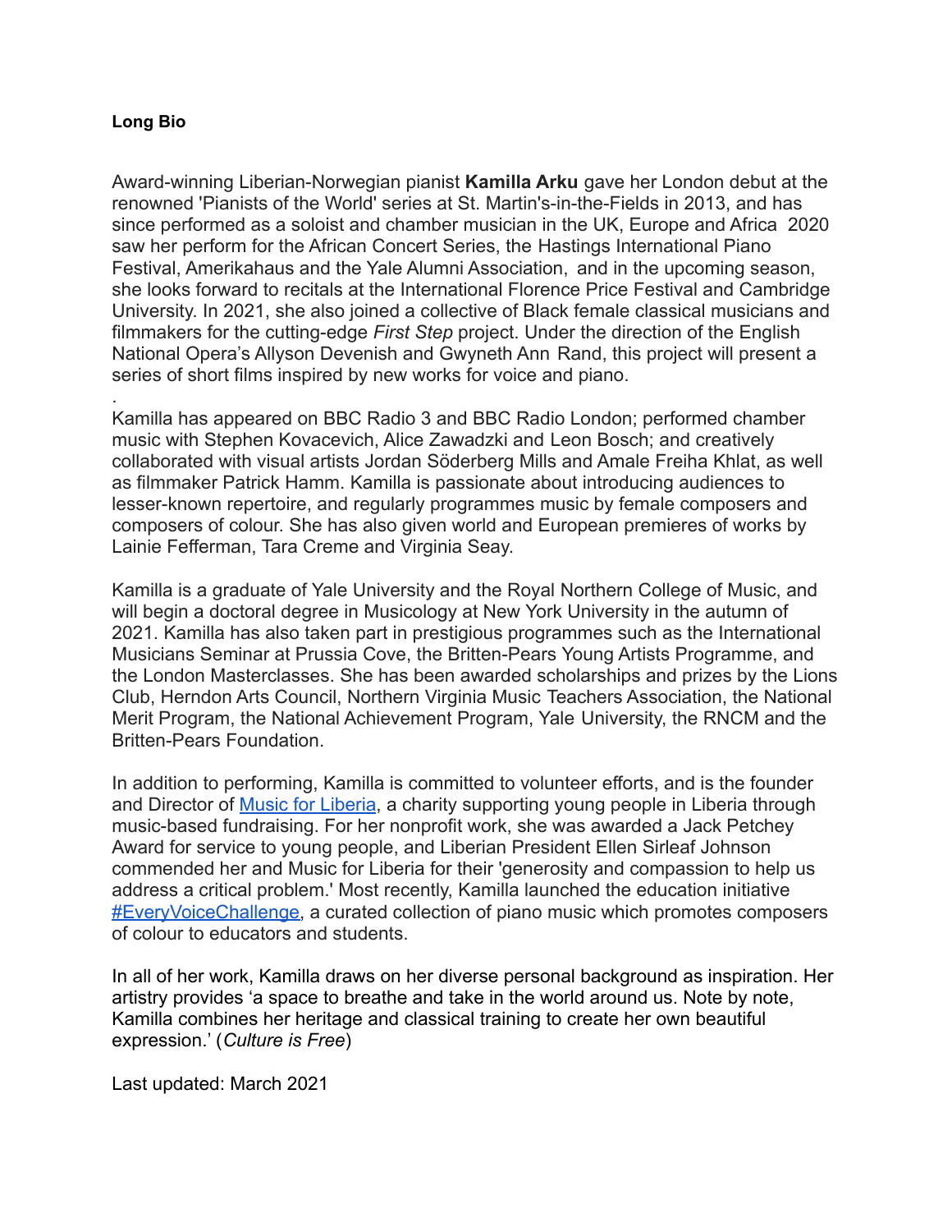**Long Bio**

Award-winning Liberian-Norwegian pianist **Kamilla Arku** gave her London debut at the renowned 'Pianists of the World' series at St. Martin's-in-the-Fields in 2013, and has since performed as a soloist and chamber musician in the UK, Europe and Africa 2020 saw her perform for the African Concert Series, the Hastings International Piano Festival, Amerikahaus and the Yale Alumni Association, and in the upcoming season, she looks forward to recitals at the International Florence Price Festival and Cambridge University. In 2021, she also joined a collective of Black female classical musicians and filmmakers for the cutting-edge *First Step* project. Under the direction of the English National Opera's Allyson Devenish and Gwyneth Ann Rand, this project will present a series of short films inspired by new works for voice and piano.

.
Kamilla has appeared on BBC Radio 3 and BBC Radio London; performed chamber music with Stephen Kovacevich, Alice Zawadzki and Leon Bosch; and creatively collaborated with visual artists Jordan Söderberg Mills and Amale Freiha Khlat, as well as filmmaker Patrick Hamm. Kamilla is passionate about introducing audiences to lesser-known repertoire, and regularly programmes music by female composers and composers of colour. She has also given world and European premieres of works by Lainie Fefferman, Tara Creme and Virginia Seay.

Kamilla is a graduate of Yale University and the Royal Northern College of Music, and will begin a doctoral degree in Musicology at New York University in the autumn of 2021. Kamilla has also taken part in prestigious programmes such as the International Musicians Seminar at Prussia Cove, the Britten-Pears Young Artists Programme, and the London Masterclasses. She has been awarded scholarships and prizes by the Lions Club, Herndon Arts Council, Northern Virginia Music Teachers Association, the National Merit Program, the National Achievement Program, Yale University, the RNCM and the Britten-Pears Foundation.

In addition to performing, Kamilla is committed to volunteer efforts, and is the founder and Director of Music for Liberia, a charity supporting young people in Liberia through music-based fundraising. For her nonprofit work, she was awarded a Jack Petchey Award for service to young people, and Liberian President Ellen Sirleaf Johnson commended her and Music for Liberia for their 'generosity and compassion to help us address a critical problem.' Most recently, Kamilla launched the education initiative #EveryVoiceChallenge, a curated collection of piano music which promotes composers of colour to educators and students.

In all of her work, Kamilla draws on her diverse personal background as inspiration. Her artistry provides 'a space to breathe and take in the world around us. Note by note, Kamilla combines her heritage and classical training to create her own beautiful expression.' (*Culture is Free*)

Last updated: March 2021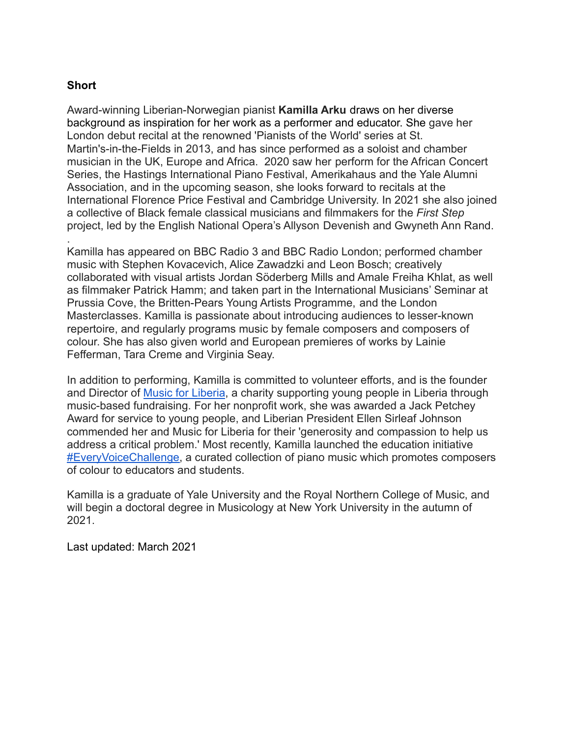**Short**

Award-winning Liberian-Norwegian pianist **Kamilla Arku** draws on her diverse background as inspiration for her work as a performer and educator. She gave her London debut recital at the renowned 'Pianists of the World' series at St. Martin's-in-the-Fields in 2013, and has since performed as a soloist and chamber musician in the UK, Europe and Africa. 2020 saw her perform for the African Concert Series, the Hastings International Piano Festival, Amerikahaus and the Yale Alumni Association, and in the upcoming season, she looks forward to recitals at the International Florence Price Festival and Cambridge University. In 2021 she also joined a collective of Black female classical musicians and filmmakers for the *First Step* project, led by the English National Opera's Allyson Devenish and Gwyneth Ann Rand.
.
Kamilla has appeared on BBC Radio 3 and BBC Radio London; performed chamber music with Stephen Kovacevich, Alice Zawadzki and Leon Bosch; creatively collaborated with visual artists Jordan Söderberg Mills and Amale Freiha Khlat, as well as filmmaker Patrick Hamm; and taken part in the International Musicians' Seminar at Prussia Cove, the Britten-Pears Young Artists Programme, and the London Masterclasses. Kamilla is passionate about introducing audiences to lesser-known repertoire, and regularly programs music by female composers and composers of colour. She has also given world and European premieres of works by Lainie Fefferman, Tara Creme and Virginia Seay.

In addition to performing, Kamilla is committed to volunteer efforts, and is the founder and Director of Music for Liberia, a charity supporting young people in Liberia through music-based fundraising. For her nonprofit work, she was awarded a Jack Petchey Award for service to young people, and Liberian President Ellen Sirleaf Johnson commended her and Music for Liberia for their 'generosity and compassion to help us address a critical problem.' Most recently, Kamilla launched the education initiative #EveryVoiceChallenge, a curated collection of piano music which promotes composers of colour to educators and students.

Kamilla is a graduate of Yale University and the Royal Northern College of Music, and will begin a doctoral degree in Musicology at New York University in the autumn of 2021.

Last updated: March 2021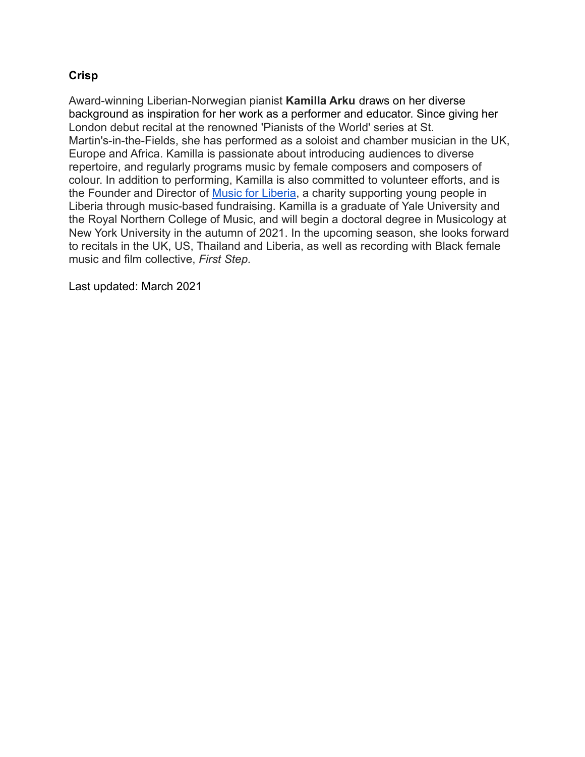**Crisp**

Award-winning Liberian-Norwegian pianist **Kamilla Arku** draws on her diverse background as inspiration for her work as a performer and educator. Since giving her London debut recital at the renowned 'Pianists of the World' series at St. Martin's-in-the-Fields, she has performed as a soloist and chamber musician in the UK, Europe and Africa. Kamilla is passionate about introducing audiences to diverse repertoire, and regularly programs music by female composers and composers of colour. In addition to performing, Kamilla is also committed to volunteer efforts, and is the Founder and Director of Music for Liberia, a charity supporting young people in Liberia through music-based fundraising. Kamilla is a graduate of Yale University and the Royal Northern College of Music, and will begin a doctoral degree in Musicology at New York University in the autumn of 2021. In the upcoming season, she looks forward to recitals in the UK, US, Thailand and Liberia, as well as recording with Black female music and film collective, *First Step.*

Last updated: March 2021